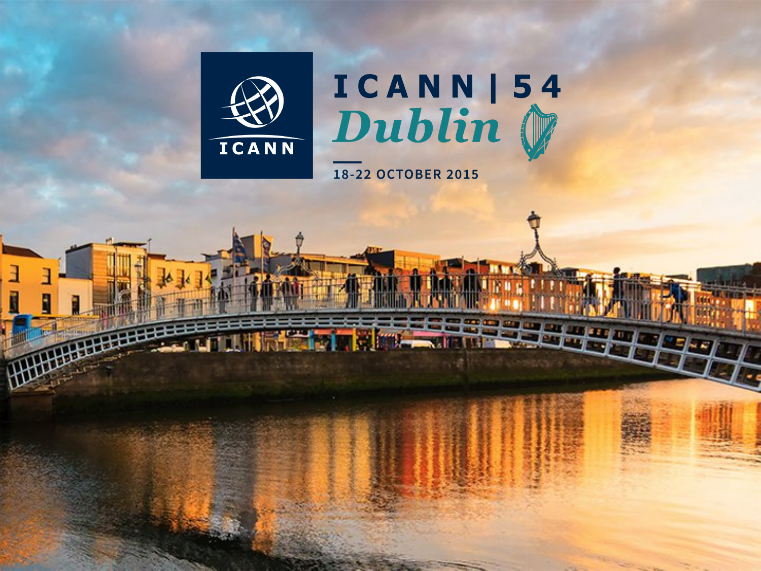# ICANN | 54

## Dublin

18-22 OCTOBER 2015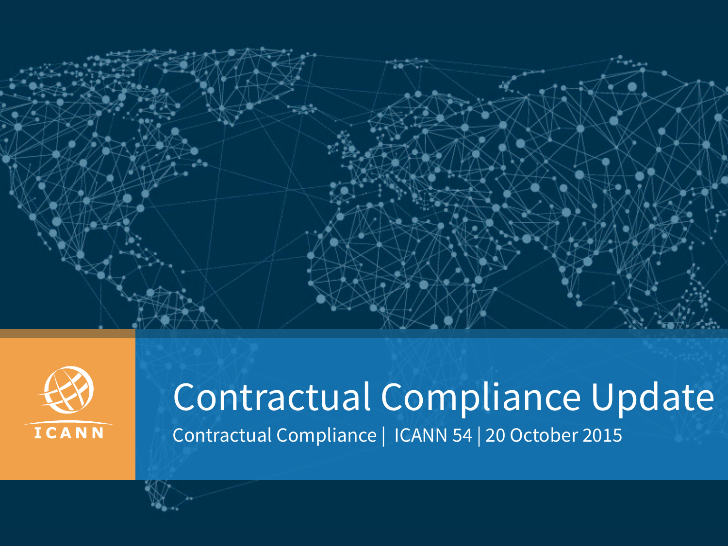# Contractual Compliance Update

Contractual Compliance | ICANN 54 | 20 October 2015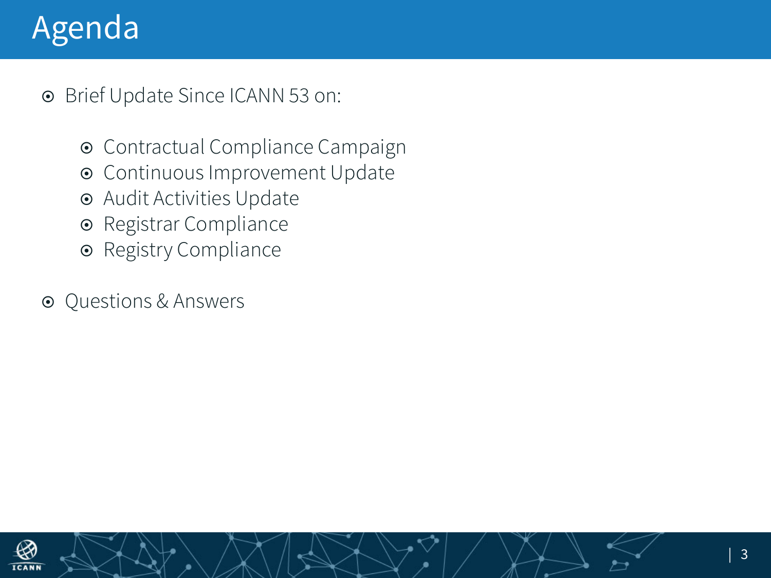# Agenda

- Brief Update Since ICANN 53 on:
    - Contractual Compliance Campaign
    - Continuous Improvement Update
    - Audit Activities Update
    - Registrar Compliance
    - Registry Compliance
- Questions & Answers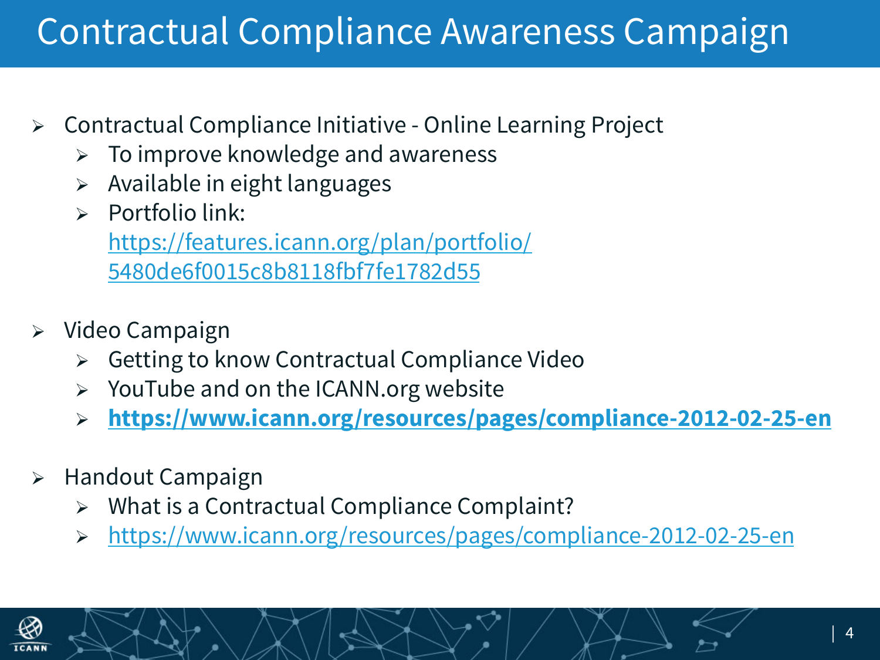# Contractual Compliance Awareness Campaign

- Contractual Compliance Initiative - Online Learning Project
  - To improve knowledge and awareness
  - Available in eight languages
  - Portfolio link: https://features.icann.org/plan/portfolio/5480de6f0015c8b8118fbf7fe1782d55
- Video Campaign
  - Getting to know Contractual Compliance Video
  - YouTube and on the ICANN.org website
  - **https://www.icann.org/resources/pages/compliance-2012-02-25-en**
- Handout Campaign
  - What is a Contractual Compliance Complaint?
  - https://www.icann.org/resources/pages/compliance-2012-02-25-en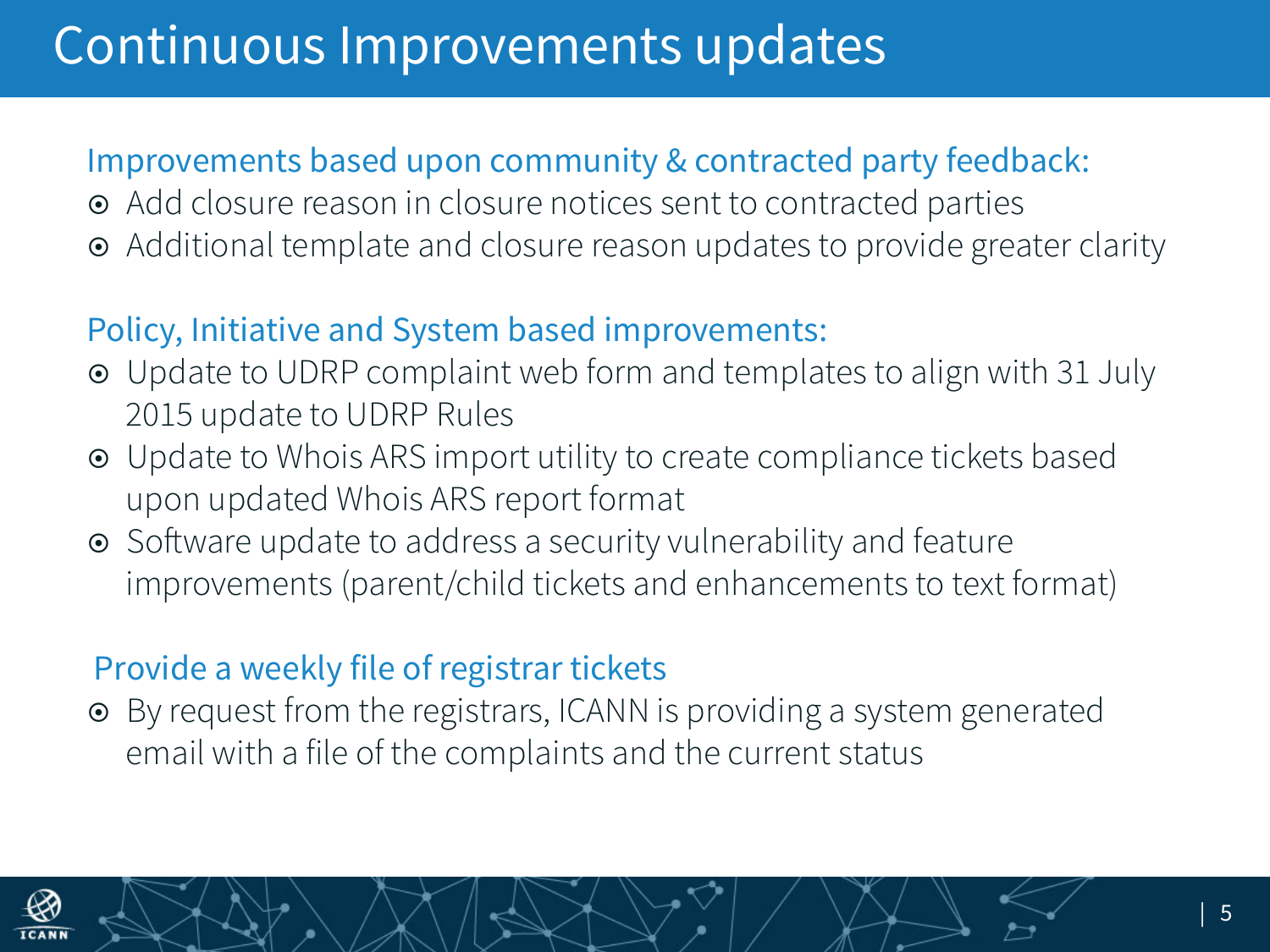# Continuous Improvements updates

## Improvements based upon community & contracted party feedback:

- Add closure reason in closure notices sent to contracted parties
- Additional template and closure reason updates to provide greater clarity

## Policy, Initiative and System based improvements:

- Update to UDRP complaint web form and templates to align with 31 July 2015 update to UDRP Rules
- Update to Whois ARS import utility to create compliance tickets based upon updated Whois ARS report format
- Software update to address a security vulnerability and feature improvements (parent/child tickets and enhancements to text format)

## Provide a weekly file of registrar tickets

- By request from the registrars, ICANN is providing a system generated email with a file of the complaints and the current status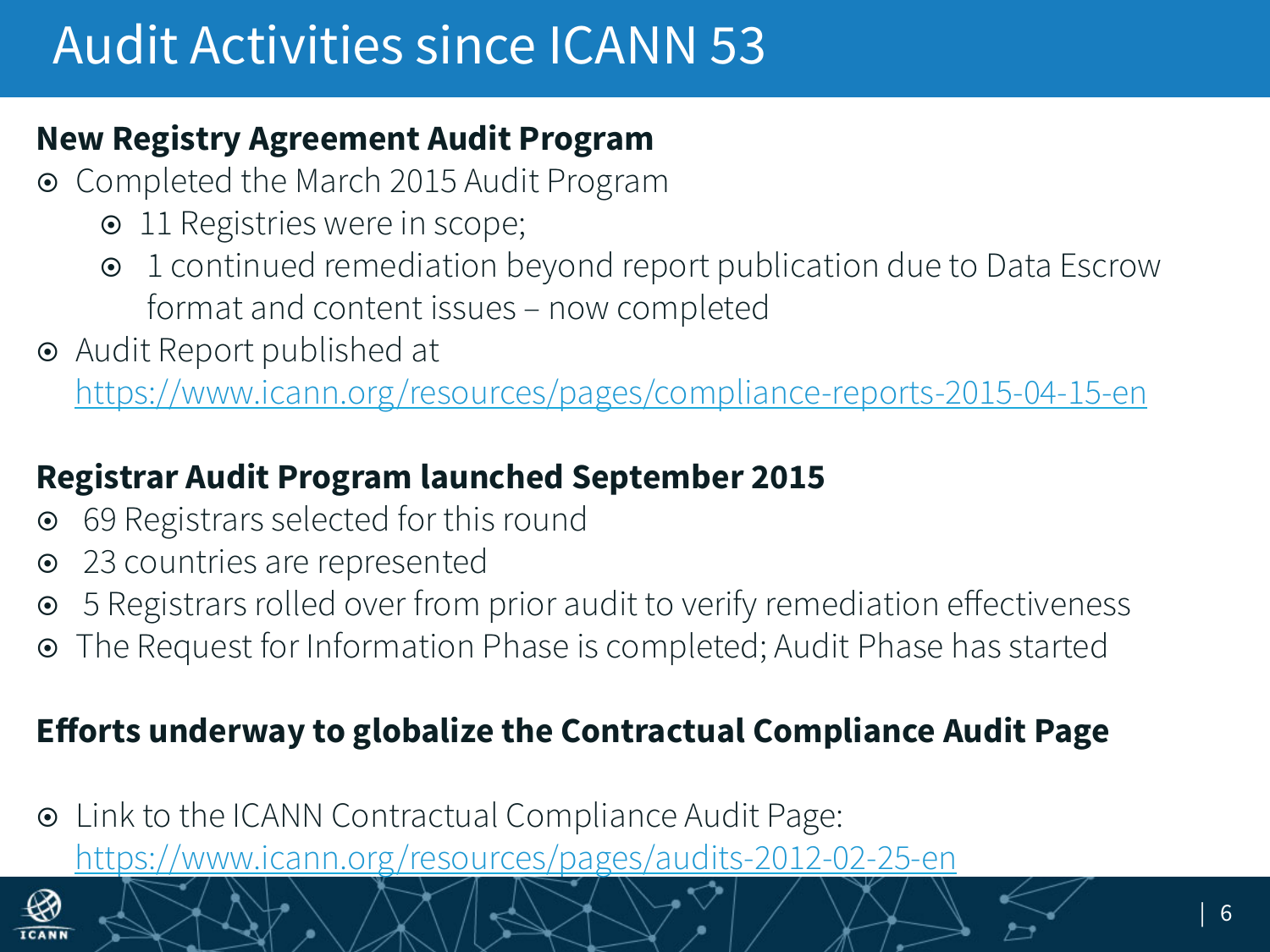# Audit Activities since ICANN 53

**New Registry Agreement Audit Program**

- Completed the March 2015 Audit Program
  - 11 Registries were in scope;
  - 1 continued remediation beyond report publication due to Data Escrow format and content issues – now completed
- Audit Report published at https://www.icann.org/resources/pages/compliance-reports-2015-04-15-en

**Registrar Audit Program launched September 2015**

- 69 Registrars selected for this round
- 23 countries are represented
- 5 Registrars rolled over from prior audit to verify remediation effectiveness
- The Request for Information Phase is completed; Audit Phase has started

**Efforts underway to globalize the Contractual Compliance Audit Page**

- Link to the ICANN Contractual Compliance Audit Page: https://www.icann.org/resources/pages/audits-2012-02-25-en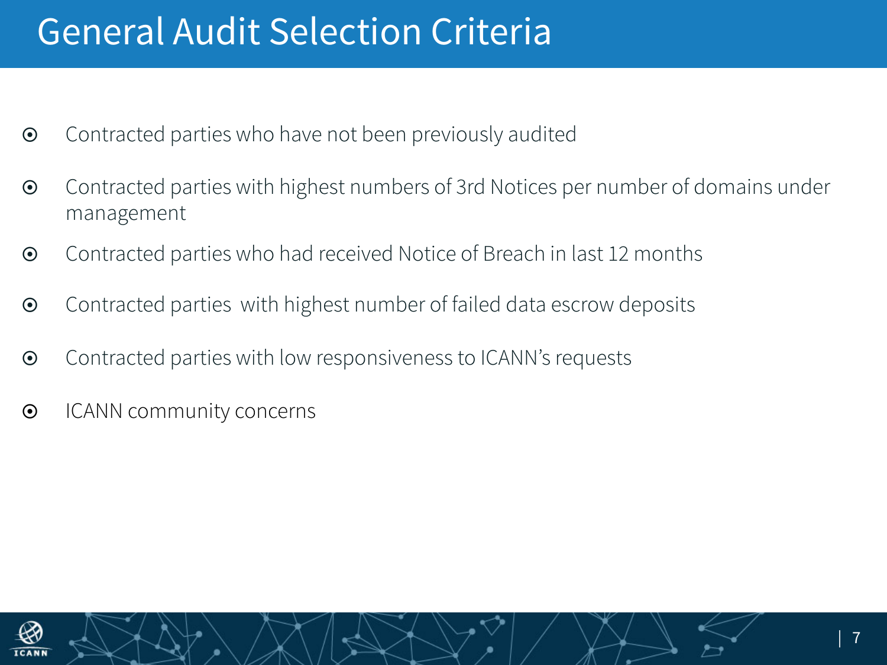# General Audit Selection Criteria

- Contracted parties who have not been previously audited
- Contracted parties with highest numbers of 3rd Notices per number of domains under management
- Contracted parties who had received Notice of Breach in last 12 months
- Contracted parties with highest number of failed data escrow deposits
- Contracted parties with low responsiveness to ICANN's requests
- ICANN community concerns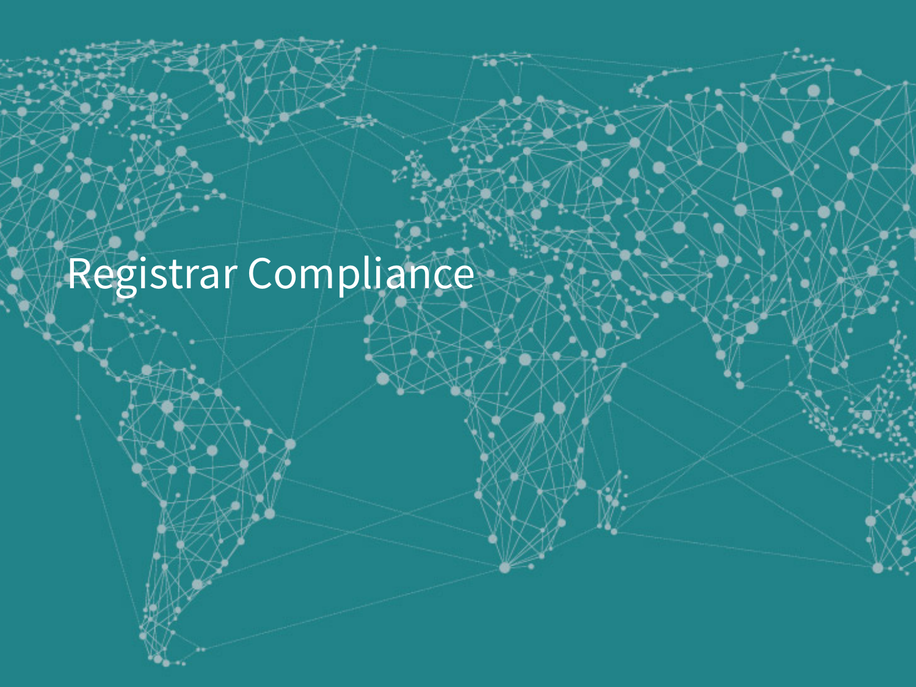# Registrar Compliance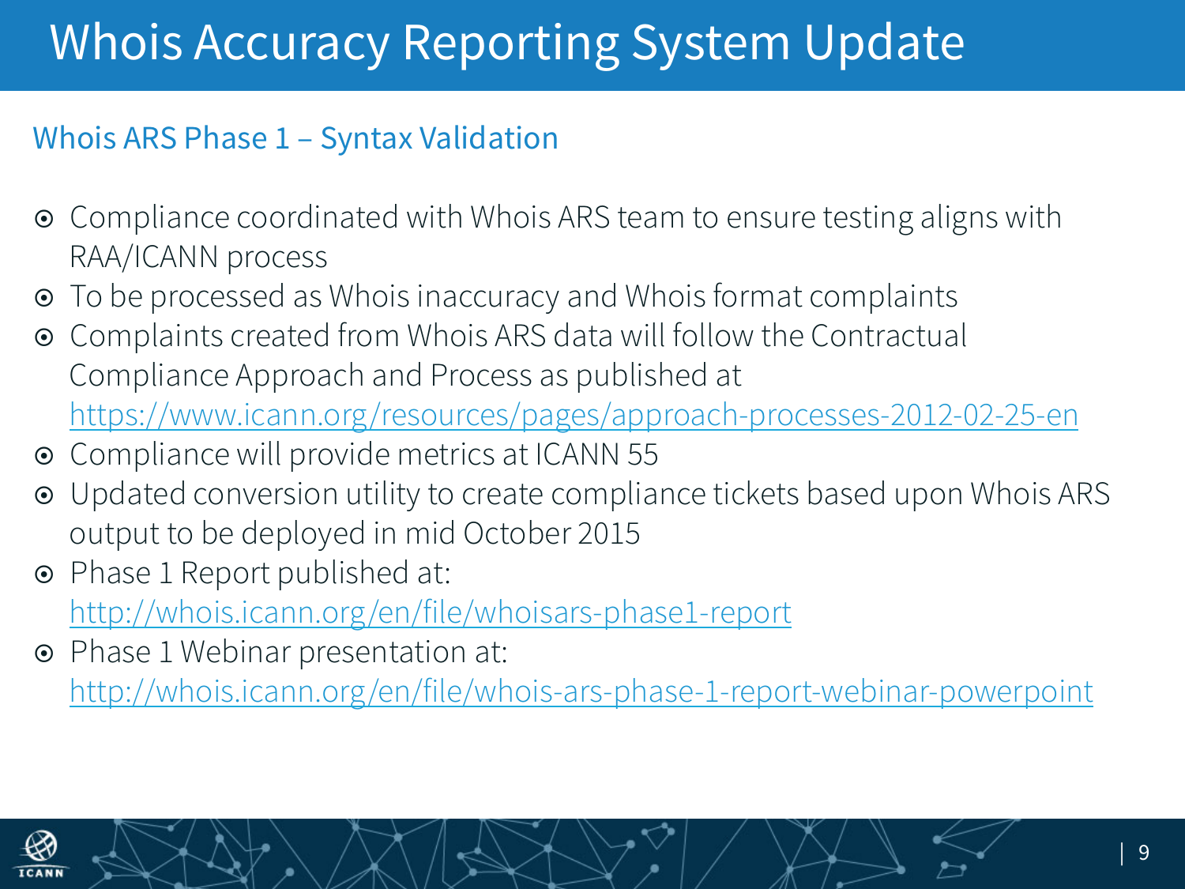# Whois Accuracy Reporting System Update

## Whois ARS Phase 1 – Syntax Validation

- Compliance coordinated with Whois ARS team to ensure testing aligns with RAA/ICANN process
- To be processed as Whois inaccuracy and Whois format complaints
- Complaints created from Whois ARS data will follow the Contractual Compliance Approach and Process as published at https://www.icann.org/resources/pages/approach-processes-2012-02-25-en
- Compliance will provide metrics at ICANN 55
- Updated conversion utility to create compliance tickets based upon Whois ARS output to be deployed in mid October 2015
- Phase 1 Report published at: http://whois.icann.org/en/file/whoisars-phase1-report
- Phase 1 Webinar presentation at: http://whois.icann.org/en/file/whois-ars-phase-1-report-webinar-powerpoint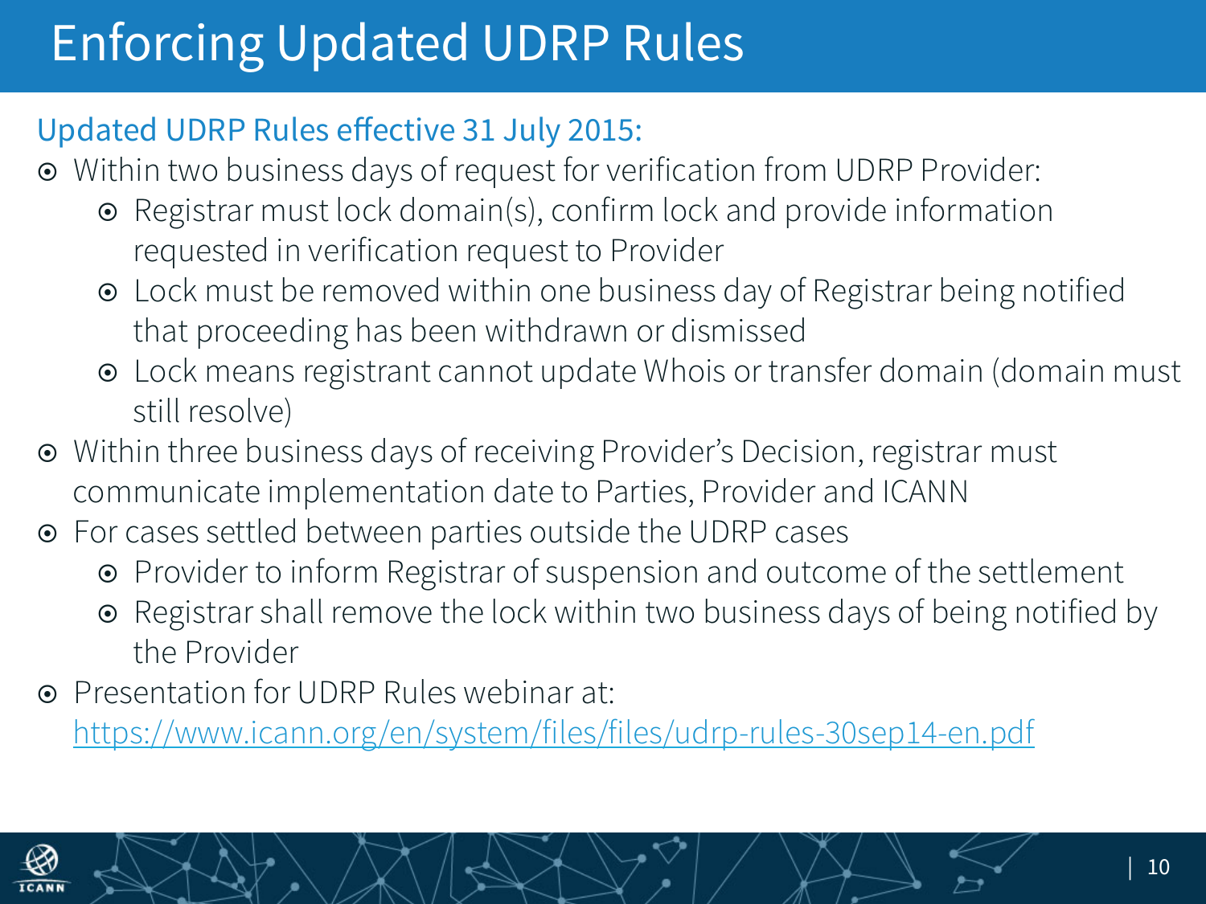# Enforcing Updated UDRP Rules

## Updated UDRP Rules effective 31 July 2015:

- Within two business days of request for verification from UDRP Provider:
  - Registrar must lock domain(s), confirm lock and provide information requested in verification request to Provider
  - Lock must be removed within one business day of Registrar being notified that proceeding has been withdrawn or dismissed
  - Lock means registrant cannot update Whois or transfer domain (domain must still resolve)
- Within three business days of receiving Provider's Decision, registrar must communicate implementation date to Parties, Provider and ICANN
- For cases settled between parties outside the UDRP cases
  - Provider to inform Registrar of suspension and outcome of the settlement
  - Registrar shall remove the lock within two business days of being notified by the Provider
- Presentation for UDRP Rules webinar at: https://www.icann.org/en/system/files/files/udrp-rules-30sep14-en.pdf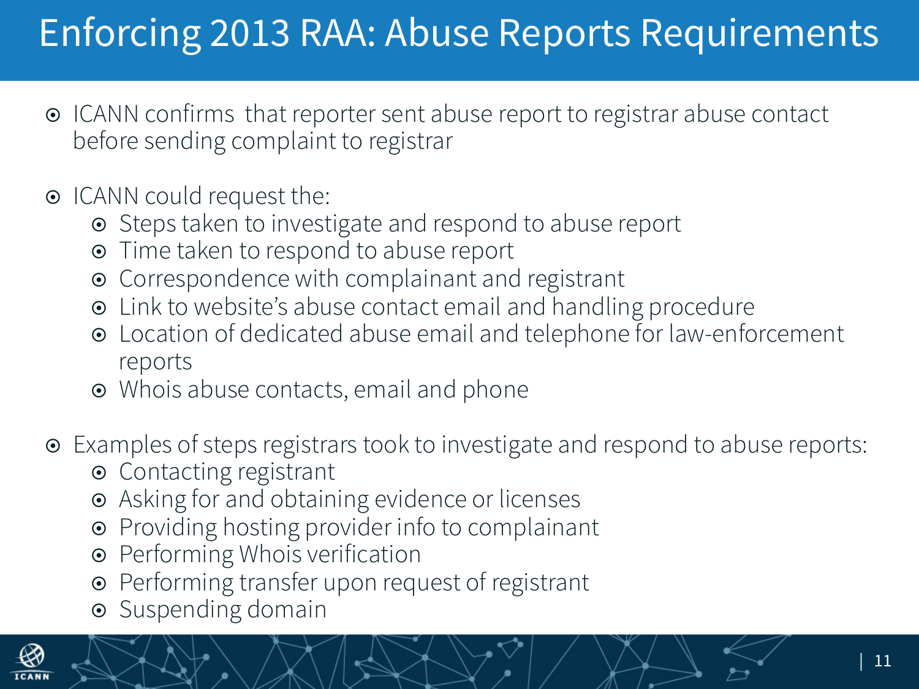# Enforcing 2013 RAA: Abuse Reports Requirements

- ICANN confirms that reporter sent abuse report to registrar abuse contact before sending complaint to registrar
- ICANN could request the:
  - Steps taken to investigate and respond to abuse report
  - Time taken to respond to abuse report
  - Correspondence with complainant and registrant
  - Link to website's abuse contact email and handling procedure
  - Location of dedicated abuse email and telephone for law-enforcement reports
  - Whois abuse contacts, email and phone
- Examples of steps registrars took to investigate and respond to abuse reports:
  - Contacting registrant
  - Asking for and obtaining evidence or licenses
  - Providing hosting provider info to complainant
  - Performing Whois verification
  - Performing transfer upon request of registrant
  - Suspending domain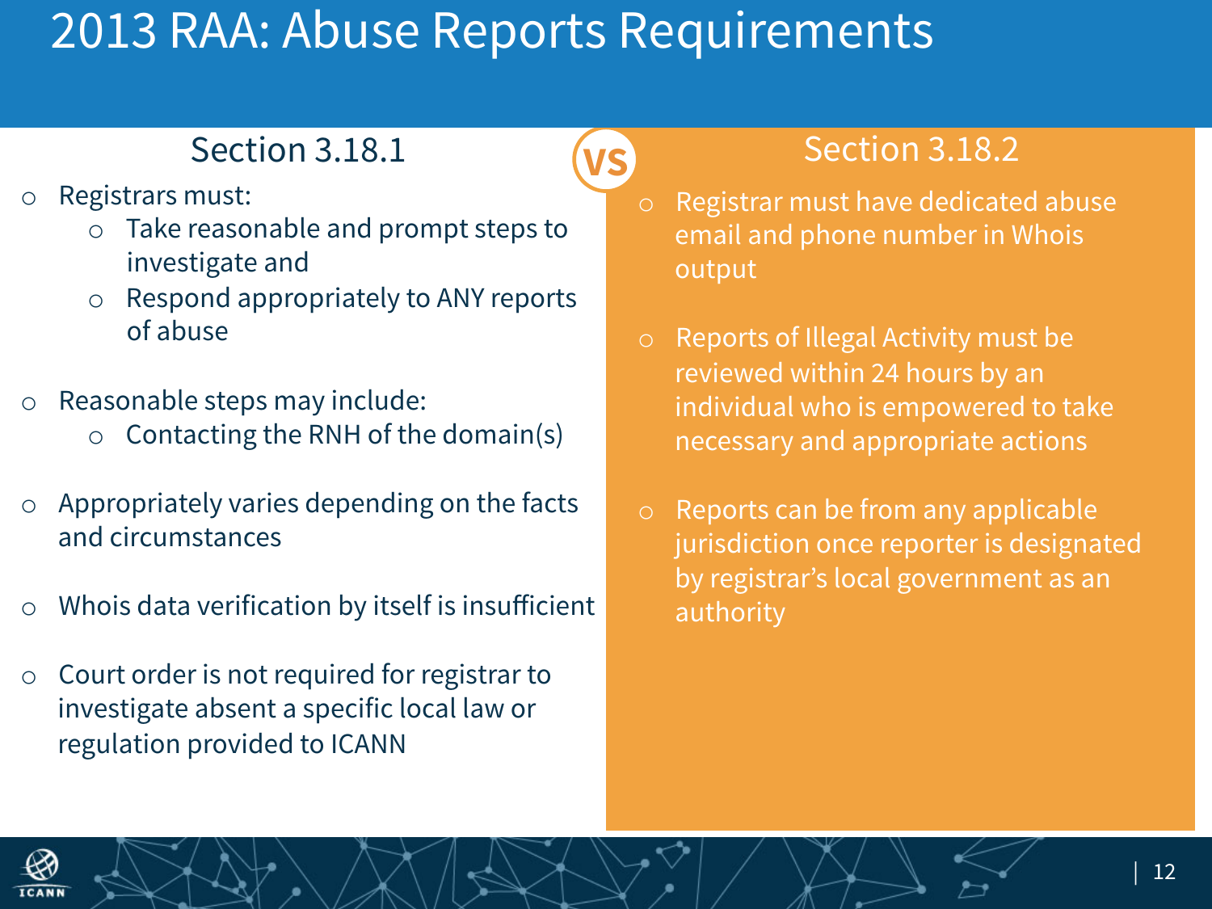# 2013 RAA: Abuse Reports Requirements

## Section 3.18.1

- Registrars must:
  - Take reasonable and prompt steps to investigate and
  - Respond appropriately to ANY reports of abuse
- Reasonable steps may include:
  - Contacting the RNH of the domain(s)
- Appropriately varies depending on the facts and circumstances
- Whois data verification by itself is insufficient
- Court order is not required for registrar to investigate absent a specific local law or regulation provided to ICANN

VS

## Section 3.18.2

- Registrar must have dedicated abuse email and phone number in Whois output
- Reports of Illegal Activity must be reviewed within 24 hours by an individual who is empowered to take necessary and appropriate actions
- Reports can be from any applicable jurisdiction once reporter is designated by registrar's local government as an authority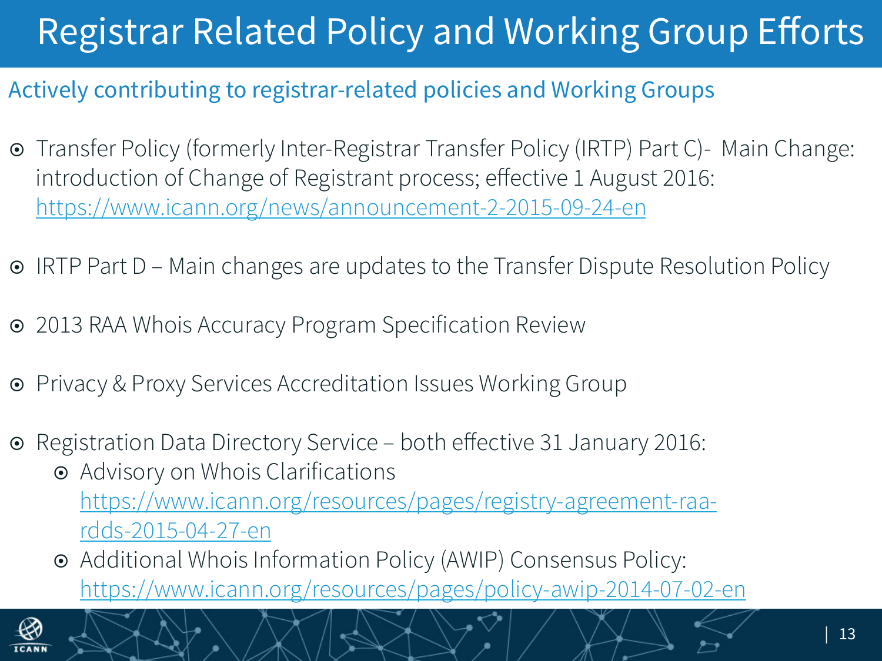# Registrar Related Policy and Working Group Efforts

## Actively contributing to registrar-related policies and Working Groups

- Transfer Policy (formerly Inter-Registrar Transfer Policy (IRTP) Part C)- Main Change: introduction of Change of Registrant process; effective 1 August 2016: https://www.icann.org/news/announcement-2-2015-09-24-en
- IRTP Part D – Main changes are updates to the Transfer Dispute Resolution Policy
- 2013 RAA Whois Accuracy Program Specification Review
- Privacy & Proxy Services Accreditation Issues Working Group
- Registration Data Directory Service – both effective 31 January 2016:
  - Advisory on Whois Clarifications https://www.icann.org/resources/pages/registry-agreement-raa-rdds-2015-04-27-en
  - Additional Whois Information Policy (AWIP) Consensus Policy: https://www.icann.org/resources/pages/policy-awip-2014-07-02-en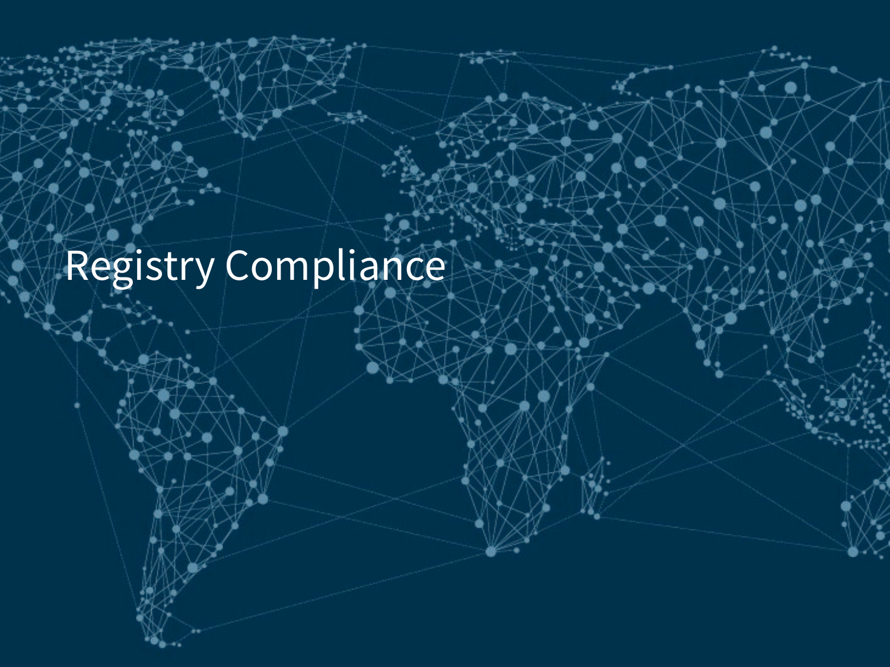# Registry Compliance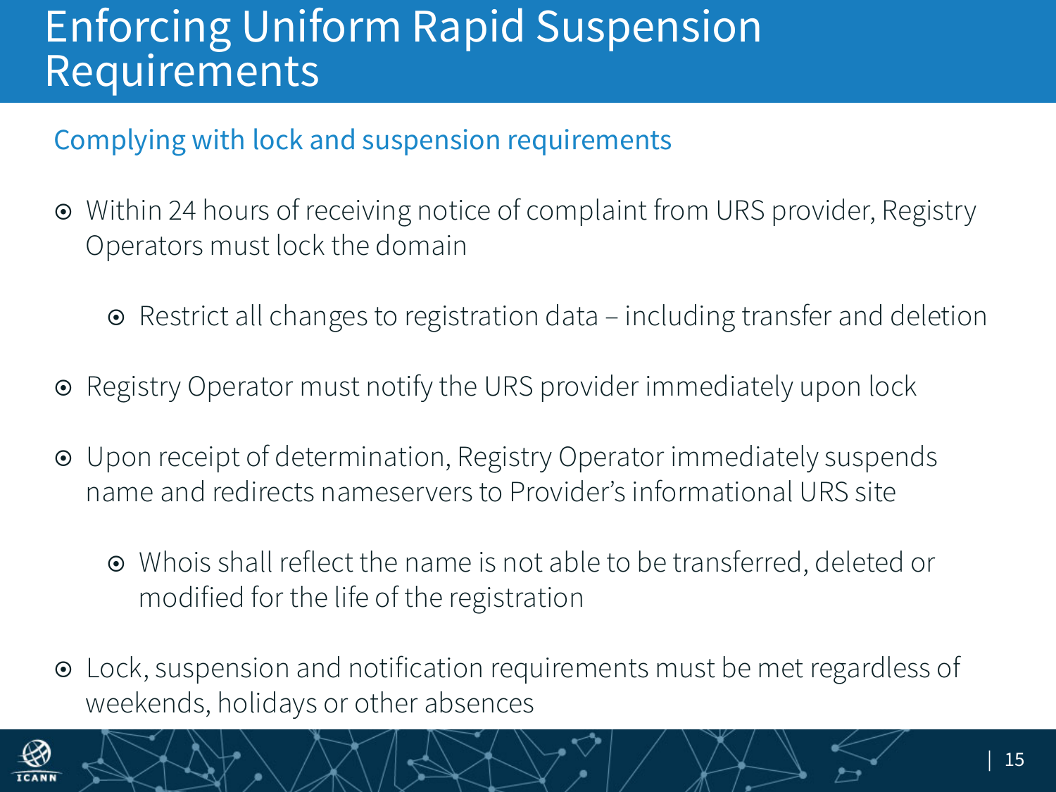# Enforcing Uniform Rapid Suspension Requirements

## Complying with lock and suspension requirements

- Within 24 hours of receiving notice of complaint from URS provider, Registry Operators must lock the domain
    - Restrict all changes to registration data – including transfer and deletion
- Registry Operator must notify the URS provider immediately upon lock
- Upon receipt of determination, Registry Operator immediately suspends name and redirects nameservers to Provider's informational URS site
    - Whois shall reflect the name is not able to be transferred, deleted or modified for the life of the registration
- Lock, suspension and notification requirements must be met regardless of weekends, holidays or other absences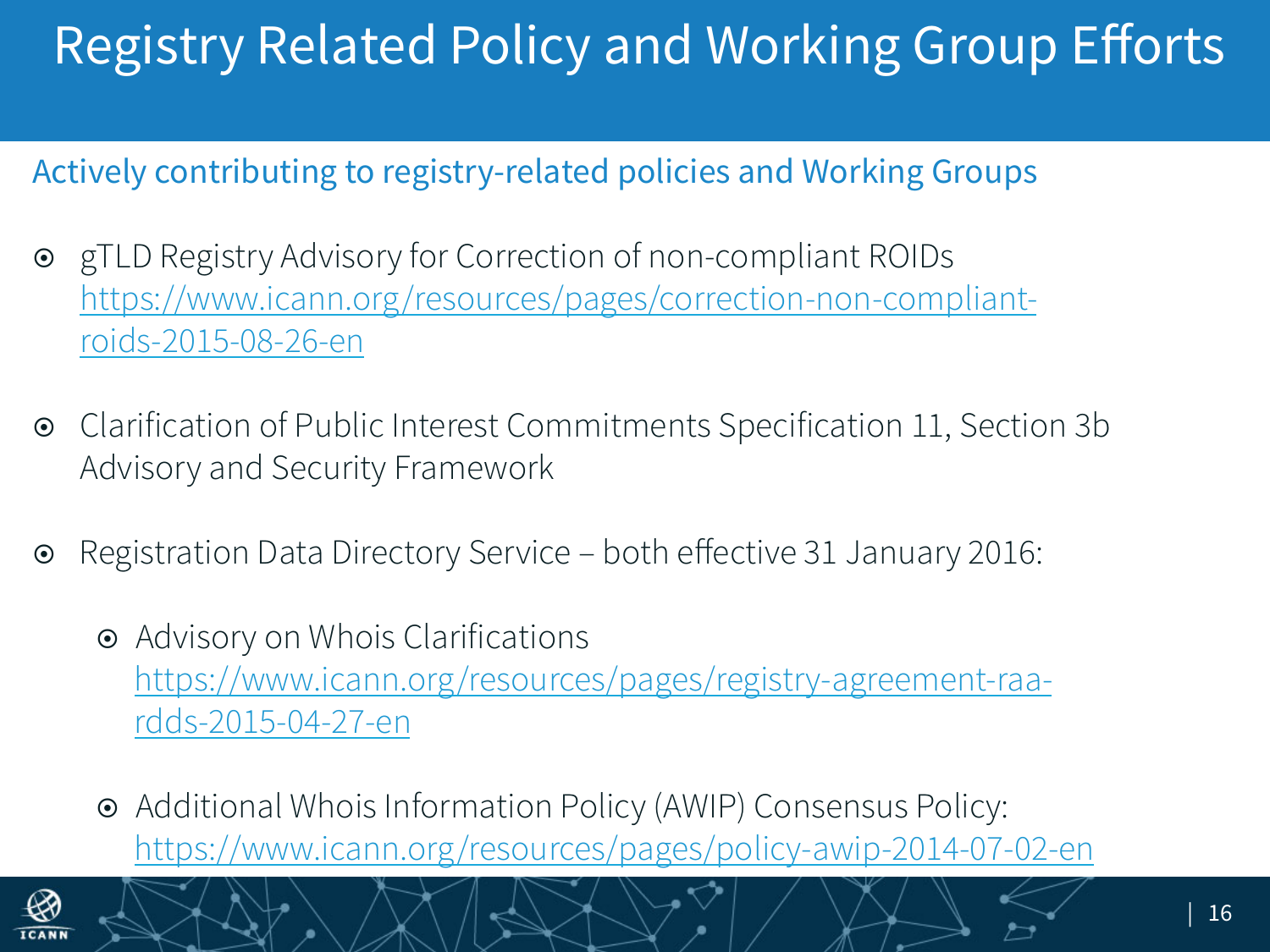# Registry Related Policy and Working Group Efforts

Actively contributing to registry-related policies and Working Groups

- gTLD Registry Advisory for Correction of non-compliant ROIDs
  https://www.icann.org/resources/pages/correction-non-compliant-roids-2015-08-26-en

- Clarification of Public Interest Commitments Specification 11, Section 3b Advisory and Security Framework

- Registration Data Directory Service – both effective 31 January 2016:

  - Advisory on Whois Clarifications
    https://www.icann.org/resources/pages/registry-agreement-raa-rdds-2015-04-27-en

  - Additional Whois Information Policy (AWIP) Consensus Policy:
    https://www.icann.org/resources/pages/policy-awip-2014-07-02-en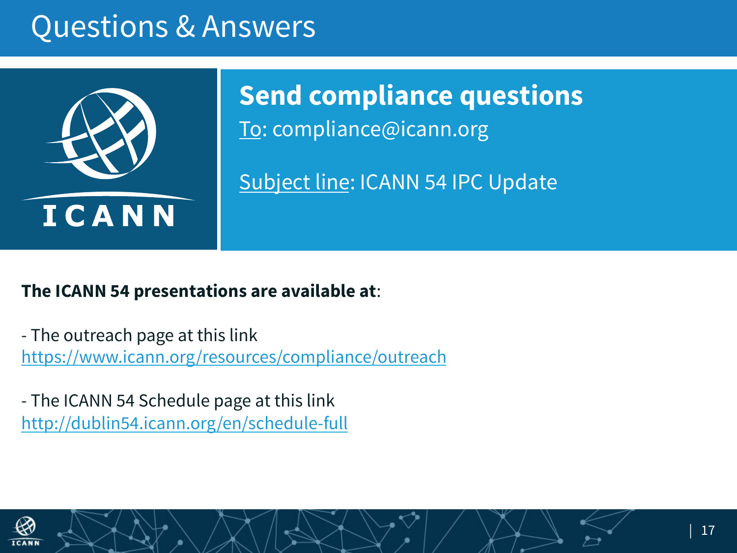# Questions & Answers

## Send compliance questions

To: compliance@icann.org

Subject line: ICANN 54 IPC Update

**The ICANN 54 presentations are available at**:

- The outreach page at this link https://www.icann.org/resources/compliance/outreach

- The ICANN 54 Schedule page at this link http://dublin54.icann.org/en/schedule-full